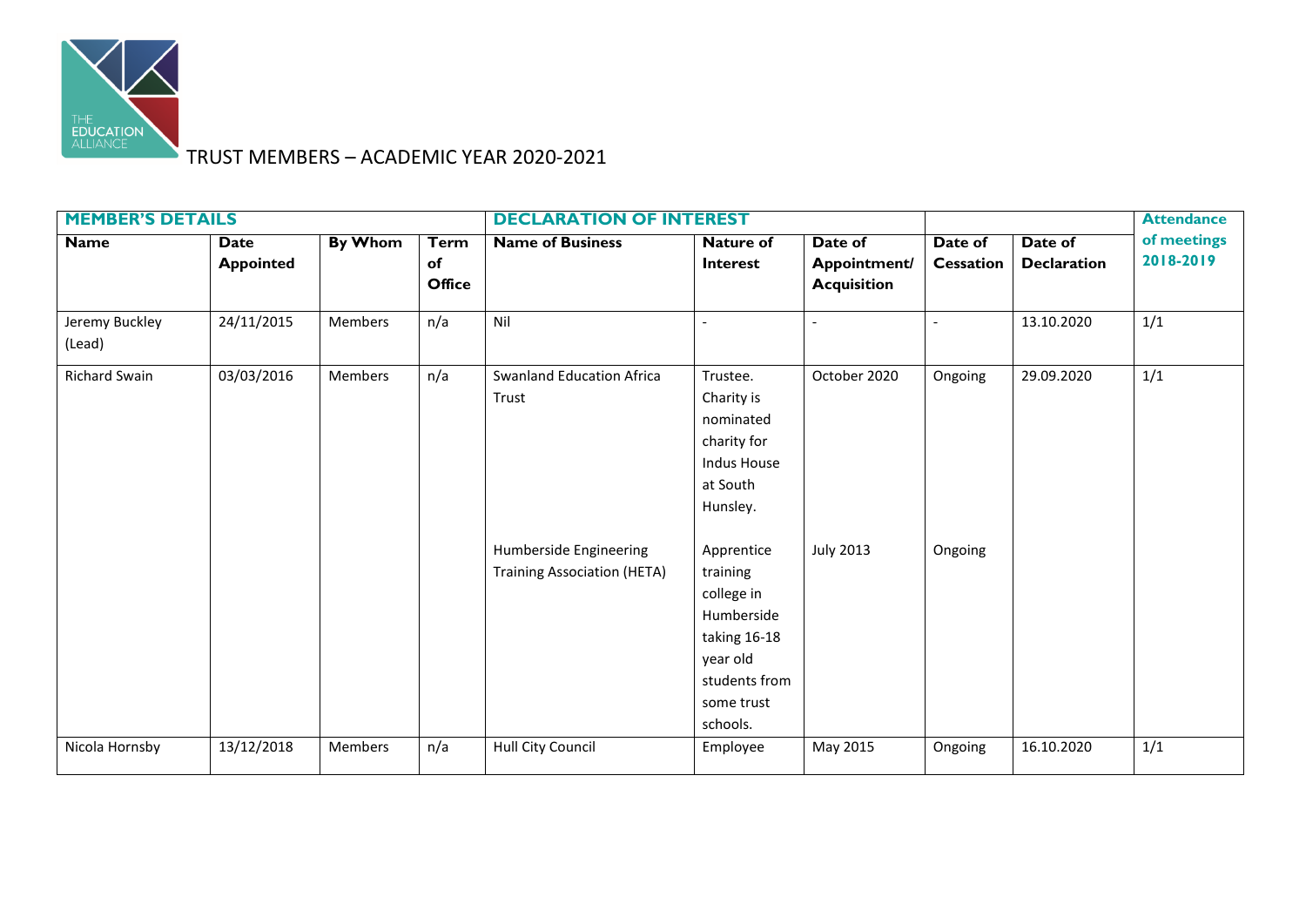THE EDUCATION ALLIANCE

# TRUST MEMBERS – ACADEMIC YEAR 2020-2021

| MEMBER'S DETAILS | | | | DECLARATION OF INTEREST | | | | | Attendance of meetings 2018-2019 |
|---|---|---|---|---|---|---|---|---|---|
| **Name** | **Date Appointed** | **By Whom** | **Term of Office** | **Name of Business** | **Nature of Interest** | **Date of Appointment/ Acquisition** | **Date of Cessation** | **Date of Declaration** | |
| Jeremy Buckley (Lead) | 24/11/2015 | Members | n/a | Nil | - | - | - | 13.10.2020 | 1/1 |
| Richard Swain | 03/03/2016 | Members | n/a | Swanland Education Africa Trust | Trustee. Charity is nominated charity for Indus House at South Hunsley. | October 2020 | Ongoing | 29.09.2020 | 1/1 |
| | | | | Humberside Engineering Training Association (HETA) | Apprentice training college in Humberside taking 16-18 year old students from some trust schools. | July 2013 | Ongoing | | |
| Nicola Hornsby | 13/12/2018 | Members | n/a | Hull City Council | Employee | May 2015 | Ongoing | 16.10.2020 | 1/1 |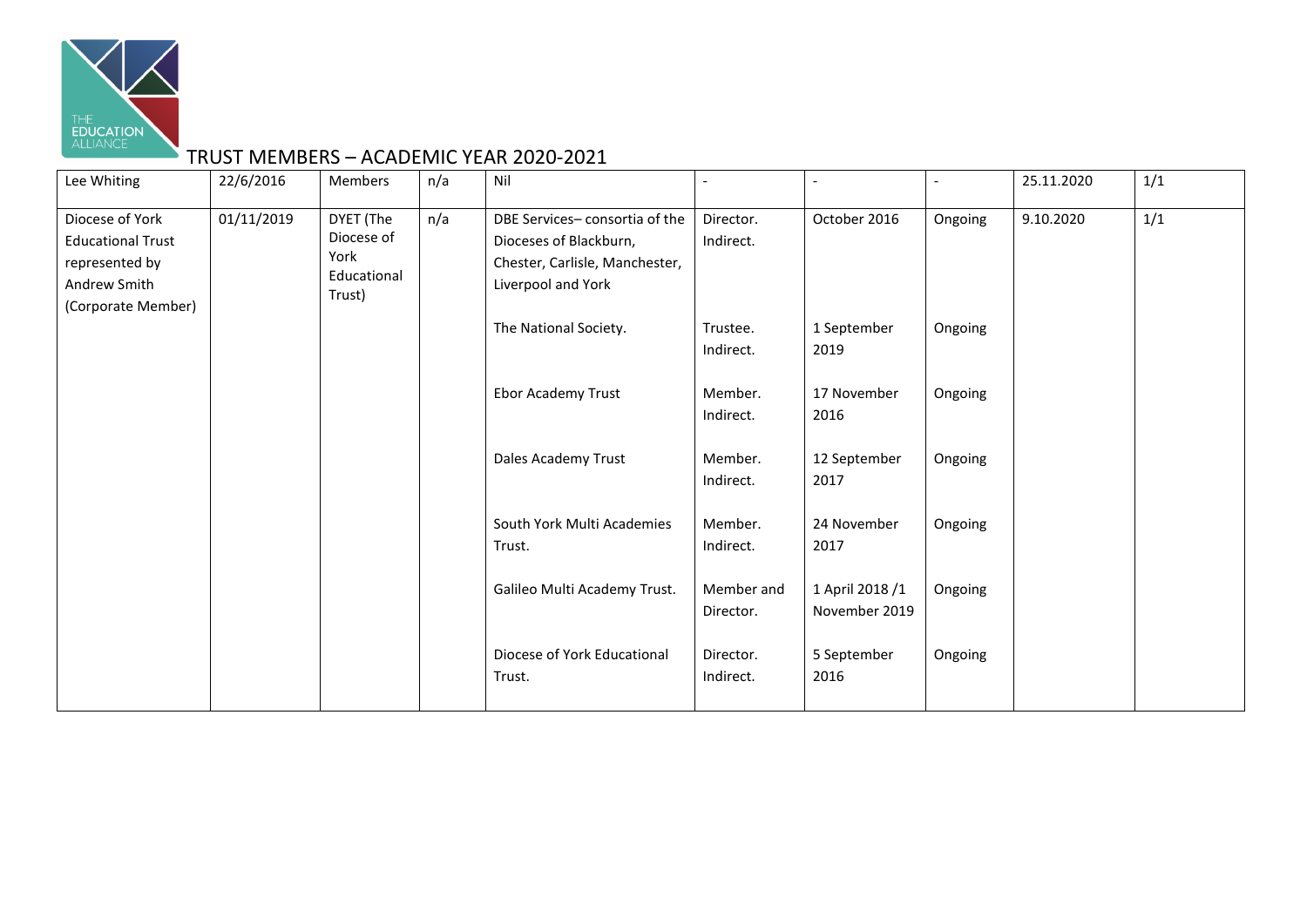THE EDUCATION ALLIANCE

## TRUST MEMBERS – ACADEMIC YEAR 2020-2021

| | | | | | | | | | |
|---|---|---|---|---|---|---|---|---|---|
| Lee Whiting | 22/6/2016 | Members | n/a | Nil | - | - | - | 25.11.2020 | 1/1 |
| Diocese of York Educational Trust represented by Andrew Smith (Corporate Member) | 01/11/2019 | DYET (The Diocese of York Educational Trust) | n/a | DBE Services– consortia of the Dioceses of Blackburn, Chester, Carlisle, Manchester, Liverpool and York | Director. Indirect. | October 2016 | Ongoing | 9.10.2020 | 1/1 |
| | | | | The National Society. | Trustee. Indirect. | 1 September 2019 | Ongoing | | |
| | | | | Ebor Academy Trust | Member. Indirect. | 17 November 2016 | Ongoing | | |
| | | | | Dales Academy Trust | Member. Indirect. | 12 September 2017 | Ongoing | | |
| | | | | South York Multi Academies Trust. | Member. Indirect. | 24 November 2017 | Ongoing | | |
| | | | | Galileo Multi Academy Trust. | Member and Director. | 1 April 2018 /1 November 2019 | Ongoing | | |
| | | | | Diocese of York Educational Trust. | Director. Indirect. | 5 September 2016 | Ongoing | | |